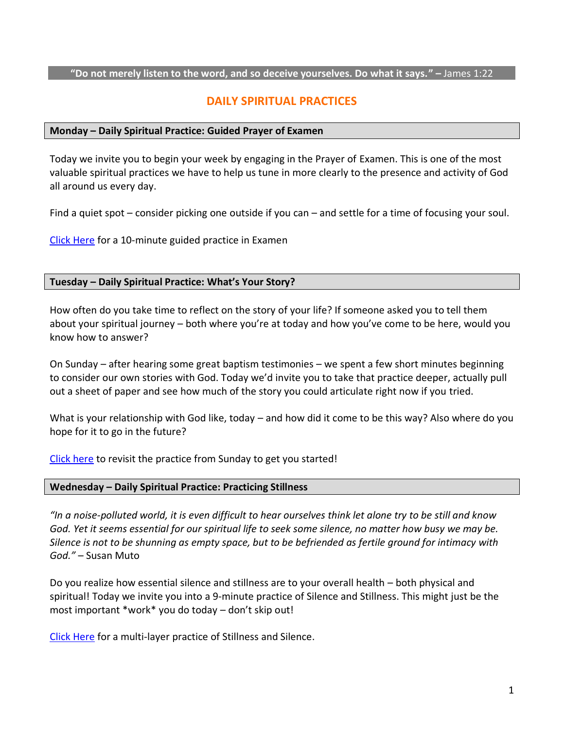**"Do not merely listen to the word, and so deceive yourselves. Do what it says." –** James 1:22

# DAILY SPIRITUAL PRACTICES

## Monday – Daily Spiritual Practice: Guided Prayer of Examen

Today we invite you to begin your week by engaging in the Prayer of Examen. This is one of the most valuable spiritual practices we have to help us tune in more clearly to the presence and activity of God all around us every day.

Find a quiet spot – consider picking one outside if you can – and settle for a time of focusing your soul.

Click Here for a 10-minute guided practice in Examen

## Tuesday – Daily Spiritual Practice: What's Your Story?

How often do you take time to reflect on the story of your life? If someone asked you to tell them about your spiritual journey – both where you're at today and how you've come to be here, would you know how to answer?

On Sunday – after hearing some great baptism testimonies – we spent a few short minutes beginning to consider our own stories with God. Today we'd invite you to take that practice deeper, actually pull out a sheet of paper and see how much of the story you could articulate right now if you tried.

What is your relationship with God like, today – and how did it come to be this way? Also where do you hope for it to go in the future?

Click here to revisit the practice from Sunday to get you started!

## Wednesday – Daily Spiritual Practice: Practicing Stillness

*"In a noise-polluted world, it is even difficult to hear ourselves think let alone try to be still and know God. Yet it seems essential for our spiritual life to seek some silence, no matter how busy we may be. Silence is not to be shunning as empty space, but to be befriended as fertile ground for intimacy with God."* – Susan Muto

Do you realize how essential silence and stillness are to your overall health – both physical and spiritual! Today we invite you into a 9-minute practice of Silence and Stillness. This might just be the most important *work* you do today – don't skip out!

Click Here for a multi-layer practice of Stillness and Silence.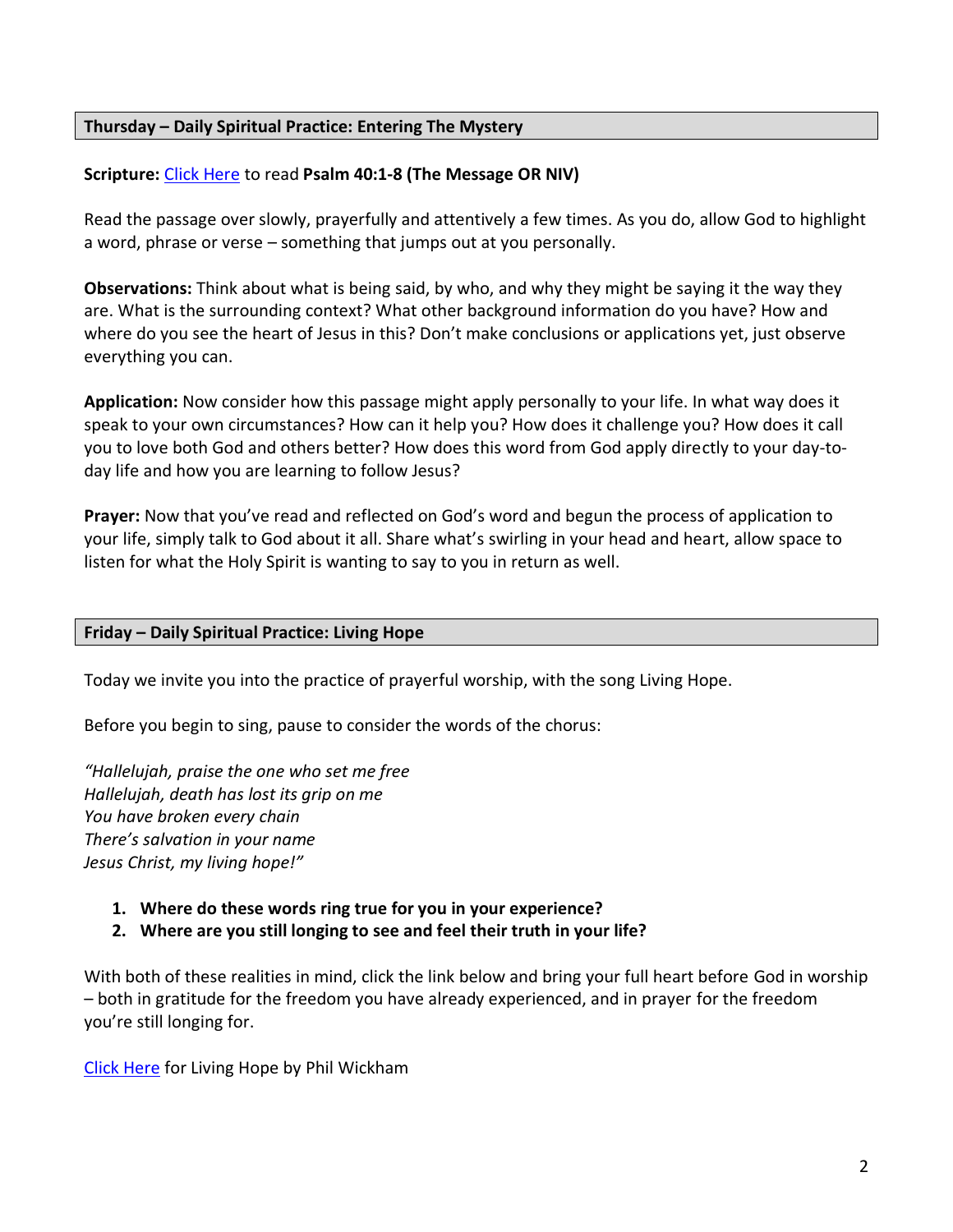## Thursday – Daily Spiritual Practice: Entering The Mystery

**Scripture:** Click Here to read **Psalm 40:1-8 (The Message OR NIV)**

Read the passage over slowly, prayerfully and attentively a few times. As you do, allow God to highlight a word, phrase or verse – something that jumps out at you personally.

**Observations:** Think about what is being said, by who, and why they might be saying it the way they are. What is the surrounding context? What other background information do you have? How and where do you see the heart of Jesus in this? Don't make conclusions or applications yet, just observe everything you can.

**Application:** Now consider how this passage might apply personally to your life. In what way does it speak to your own circumstances? How can it help you? How does it challenge you? How does it call you to love both God and others better? How does this word from God apply directly to your day-to-day life and how you are learning to follow Jesus?

**Prayer:** Now that you've read and reflected on God's word and begun the process of application to your life, simply talk to God about it all. Share what's swirling in your head and heart, allow space to listen for what the Holy Spirit is wanting to say to you in return as well.

## Friday – Daily Spiritual Practice: Living Hope

Today we invite you into the practice of prayerful worship, with the song Living Hope.

Before you begin to sing, pause to consider the words of the chorus:

*"Hallelujah, praise the one who set me free*
*Hallelujah, death has lost its grip on me*
*You have broken every chain*
*There's salvation in your name*
*Jesus Christ, my living hope!"*

1. **Where do these words ring true for you in your experience?**
2. **Where are you still longing to see and feel their truth in your life?**

With both of these realities in mind, click the link below and bring your full heart before God in worship – both in gratitude for the freedom you have already experienced, and in prayer for the freedom you're still longing for.

Click Here for Living Hope by Phil Wickham